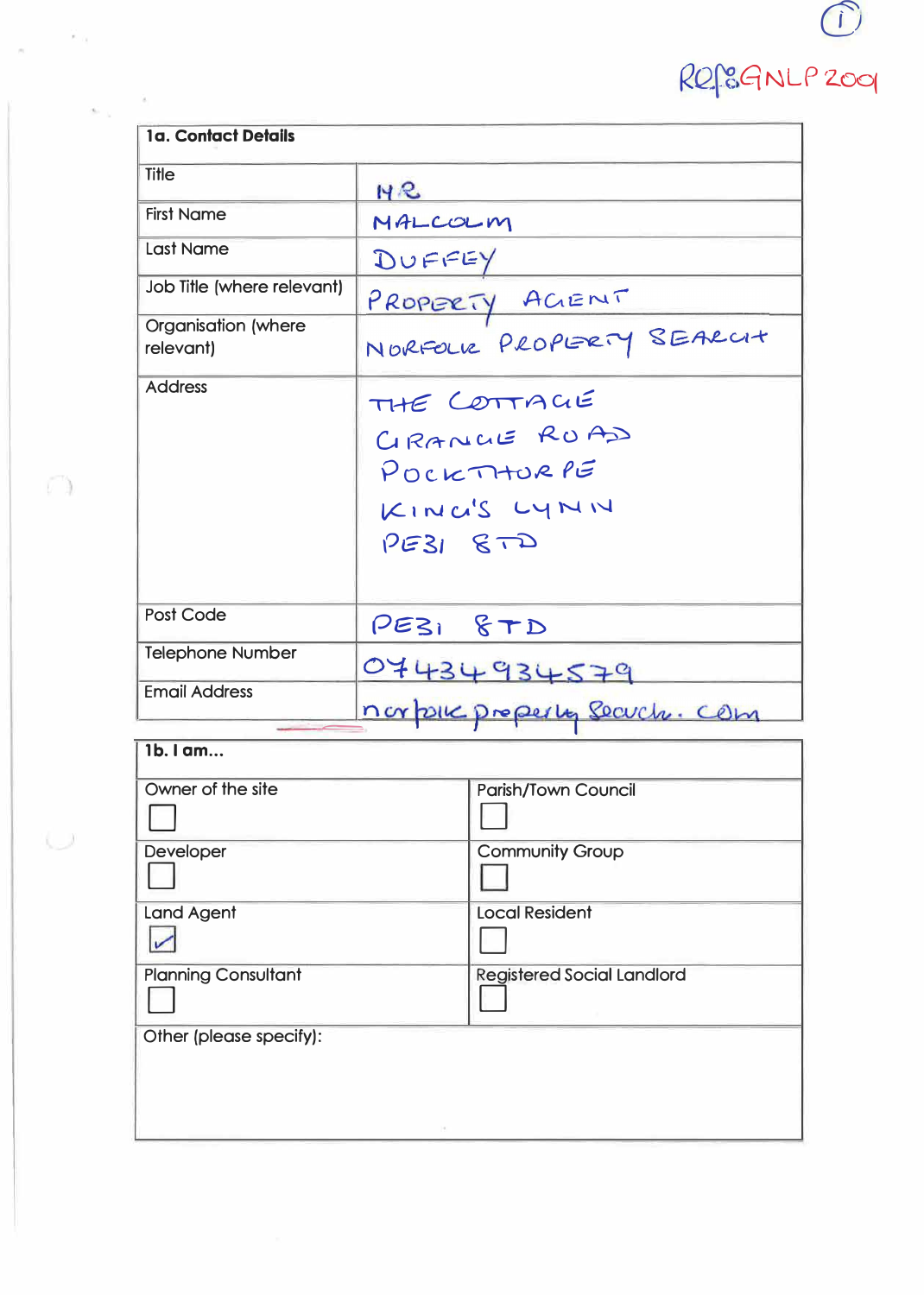ⓘ

Ref: GNLP 2009

| 1a. Contact Details | |
|---|---|
| Title | MR |
| First Name | MALCOLM |
| Last Name | DUFFEY |
| Job Title (where relevant) | PROPERTY AGENT |
| Organisation (where relevant) | NORFOLK PROPERTY SEARCH |
| Address | THE COTTAGE<br>GRANGE ROAD<br>POCKTHORPE<br>KING'S LYNN<br>PE31 8TD |
| Post Code | PE31 8TD |
| Telephone Number | 07434934579 |
| Email Address | norfolkpropertysearch.com |

| 1b. I am... | |
|---|---|
| Owner of the site ☐ | Parish/Town Council ☐ |
| Developer ☐ | Community Group ☐ |
| Land Agent ☑ | Local Resident ☐ |
| Planning Consultant ☐ | Registered Social Landlord ☐ |
| Other (please specify): | |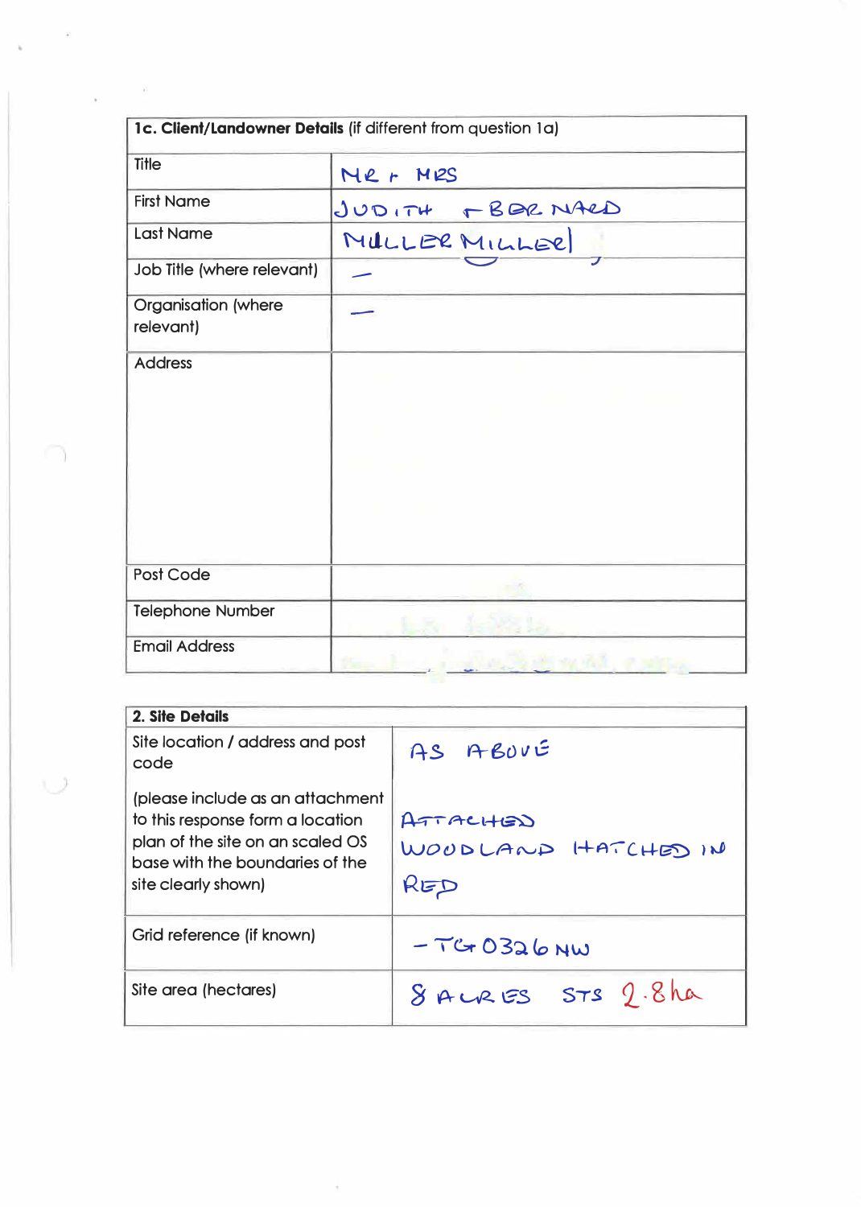| **1c. Client/Landowner Details** (if different from question 1a) | |
|---|---|
| Title | MR + MRS |
| First Name | JUDITH + BERNARD |
| Last Name | MULLER MILLER |
| Job Title (where relevant) | — |
| Organisation (where relevant) | — |
| Address | |
| Post Code | |
| Telephone Number | |
| Email Address | |

| **2. Site Details** | |
|---|---|
| Site location / address and post code<br><br>(please include as an attachment to this response form a location plan of the site on an scaled OS base with the boundaries of the site clearly shown) | AS ABOVE<br><br>ATTACHED WOODLAND HATCHED IN RED |
| Grid reference (if known) | - TG 0326 NW |
| Site area (hectares) | 8 ACRES STS 2.8ha |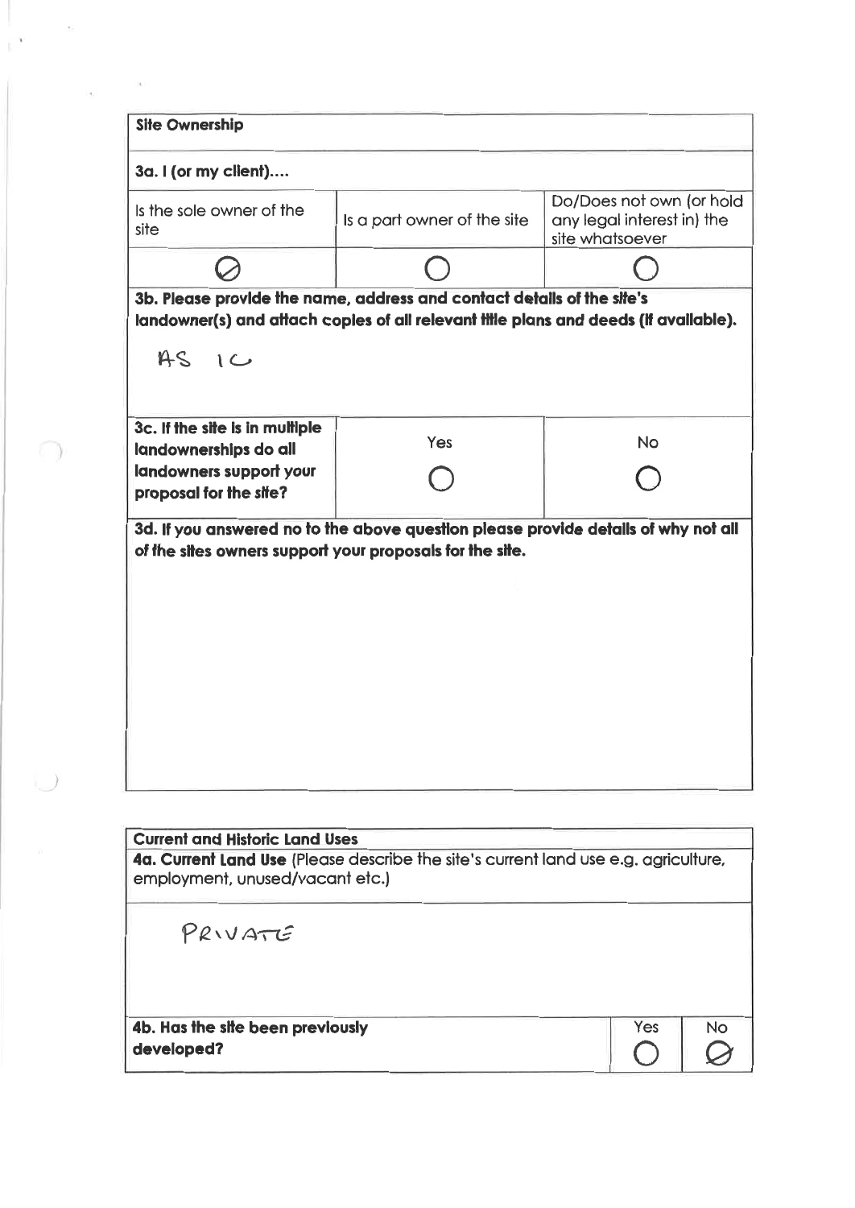## Site Ownership

**3a. I (or my client)....**

| Is the sole owner of the site | Is a part owner of the site | Do/Does not own (or hold any legal interest in) the site whatsoever |
|---|---|---|
| ⊘ | ○ | ○ |

**3b. Please provide the name, address and contact details of the site's landowner(s) and attach copies of all relevant title plans and deeds (if available).**

AS 1C

| **3c. If the site is in multiple landownerships do all landowners support your proposal for the site?** | Yes | No |
|---|---|---|
| | ○ | ○ |

**3d. If you answered no to the above question please provide details of why not all of the sites owners support your proposals for the site.**

## Current and Historic Land Uses

**4a. Current Land Use** (Please describe the site's current land use e.g. agriculture, employment, unused/vacant etc.)

PRIVATE

| **4b. Has the site been previously developed?** | Yes | No |
|---|---|---|
| | ○ | ⊘ |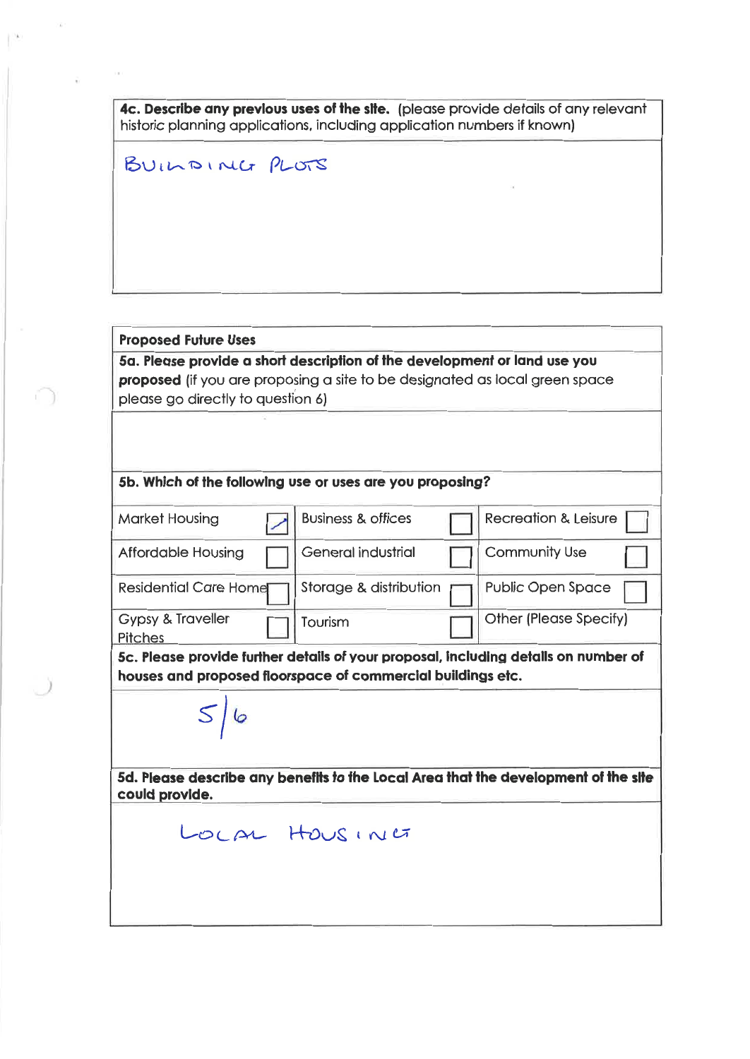**4c. Describe any previous uses of the site.** (please provide details of any relevant historic planning applications, including application numbers if known)

BUILDING PLOTS

**Proposed Future Uses**

**5a. Please provide a short description of the development or land use you proposed** (if you are proposing a site to be designated as local green space please go directly to question 6)

**5b. Which of the following use or uses are you proposing?**

| | | | | | |
|---|---|---|---|---|---|
| Market Housing | ☑ | Business & offices | ☐ | Recreation & Leisure | ☐ |
| Affordable Housing | ☐ | General industrial | ☐ | Community Use | ☐ |
| Residential Care Home | ☐ | Storage & distribution | ☐ | Public Open Space | ☐ |
| Gypsy & Traveller Pitches | ☐ | Tourism | ☐ | Other (Please Specify) | |

**5c. Please provide further details of your proposal, including details on number of houses and proposed floorspace of commercial buildings etc.**

5/6

**5d. Please describe any benefits to the Local Area that the development of the site could provide.**

LOCAL HOUSING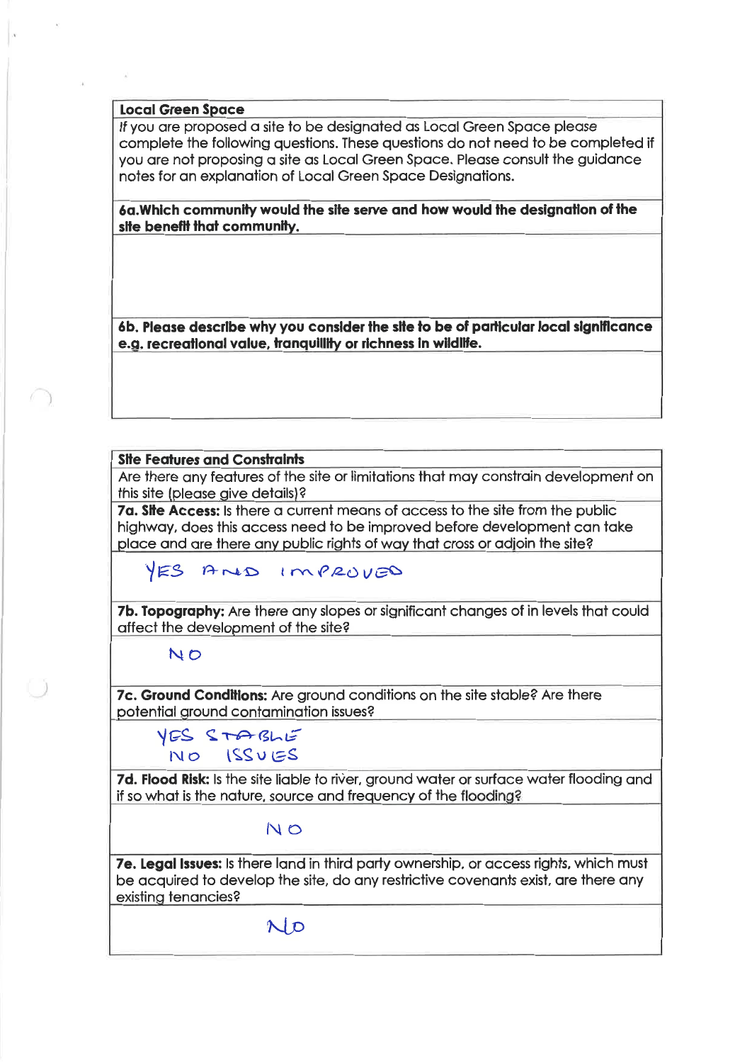| **Local Green Space** |
| --- |
| If you are proposed a site to be designated as Local Green Space please complete the following questions. These questions do not need to be completed if you are not proposing a site as Local Green Space. Please consult the guidance notes for an explanation of Local Green Space Designations. |
| **6a.Which community would the site serve and how would the designation of the site benefit that community.** |
| |
| **6b. Please describe why you consider the site to be of particular local significance e.g. recreational value, tranquillity or richness in wildlife.** |
| |

| **Site Features and Constraints** |
| --- |
| Are there any features of the site or limitations that may constrain development on this site (please give details)? |
| **7a. Site Access:** Is there a current means of access to the site from the public highway, does this access need to be improved before development can take place and are there any public rights of way that cross or adjoin the site? |
| YES AND IMPROVED |
| **7b. Topography:** Are there any slopes or significant changes of in levels that could affect the development of the site? |
| NO |
| **7c. Ground Conditions:** Are ground conditions on the site stable? Are there potential ground contamination issues? |
| YES STABLE<br>NO ISSUES |
| **7d. Flood Risk:** Is the site liable to river, ground water or surface water flooding and if so what is the nature, source and frequency of the flooding? |
| NO |
| **7e. Legal Issues:** Is there land in third party ownership, or access rights, which must be acquired to develop the site, do any restrictive covenants exist, are there any existing tenancies? |
| NO |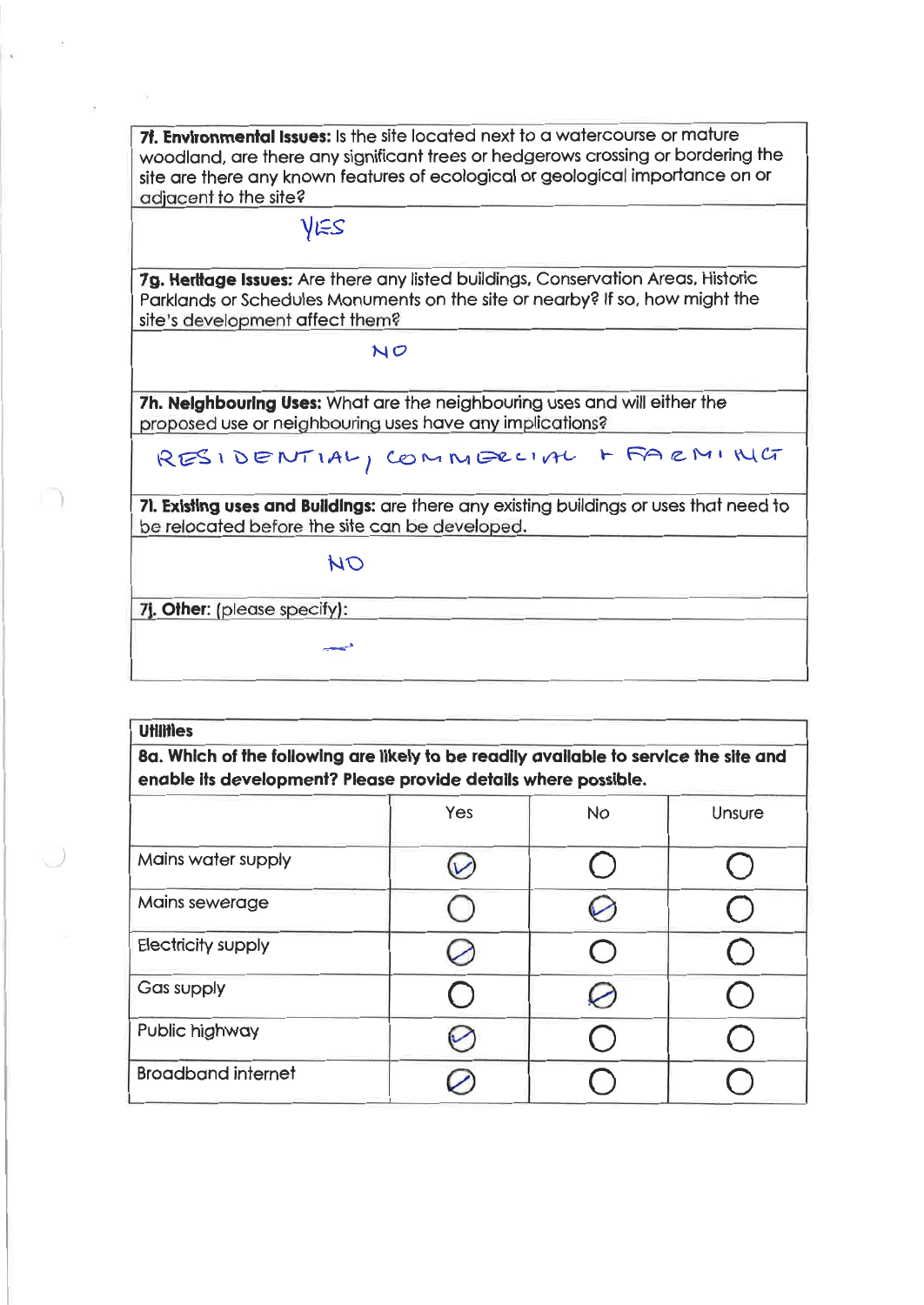**7f. Environmental Issues:** Is the site located next to a watercourse or mature woodland, are there any significant trees or hedgerows crossing or bordering the site are there any known features of ecological or geological importance on or adjacent to the site?

YES

**7g. Heritage Issues:** Are there any listed buildings, Conservation Areas, Historic Parklands or Schedules Monuments on the site or nearby? If so, how might the site's development affect them?

NO

**7h. Neighbouring Uses:** What are the neighbouring uses and will either the proposed use or neighbouring uses have any implications?

RESIDENTIAL, COMMERCIAL + FARMING

**7i. Existing uses and Buildings:** are there any existing buildings or uses that need to be relocated before the site can be developed.

NO

**7j. Other:** (please specify):

—

**Utilities**

**8a. Which of the following are likely to be readily available to service the site and enable its development? Please provide details where possible.**

| | Yes | No | Unsure |
|---|---|---|---|
| Mains water supply | ✓ | | |
| Mains sewerage | | ✓ | |
| Electricity supply | ✓ | | |
| Gas supply | | ✓ | |
| Public highway | ✓ | | |
| Broadband internet | ✓ | | |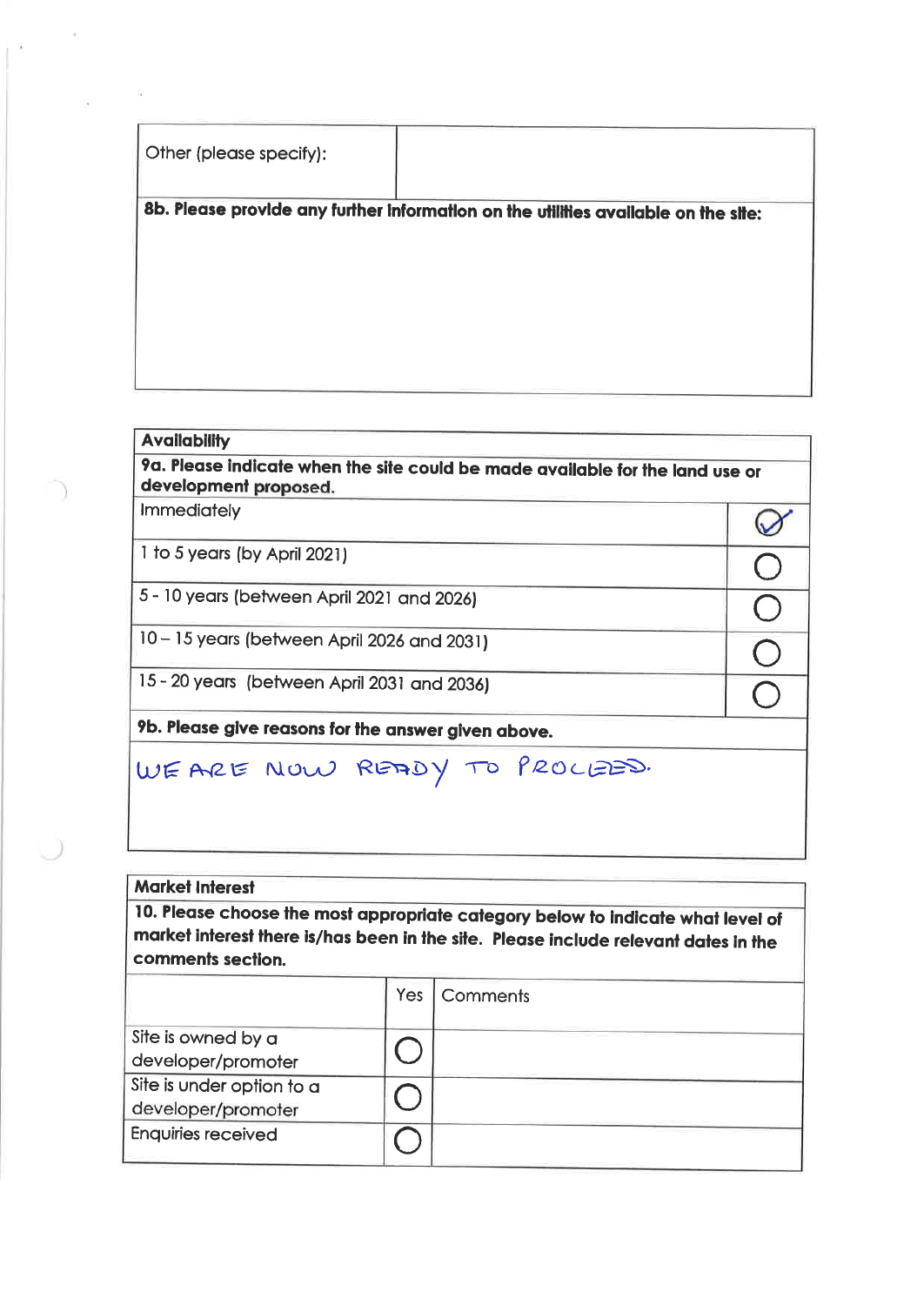| Other (please specify): | |
|---|---|

**8b. Please provide any further information on the utilities available on the site:**

| **Availability** | |
|---|---|
| **9a. Please indicate when the site could be made available for the land use or development proposed.** | |
| Immediately | ☑ |
| 1 to 5 years (by April 2021) | ○ |
| 5 - 10 years (between April 2021 and 2026) | ○ |
| 10 – 15 years (between April 2026 and 2031) | ○ |
| 15 - 20 years (between April 2031 and 2036) | ○ |

**9b. Please give reasons for the answer given above.**

WE ARE NOW READY TO PROCEED.

**Market Interest**

**10. Please choose the most appropriate category below to indicate what level of market interest there is/has been in the site. Please include relevant dates in the comments section.**

| | Yes | Comments |
|---|---|---|
| Site is owned by a developer/promoter | ○ | |
| Site is under option to a developer/promoter | ○ | |
| Enquiries received | ○ | |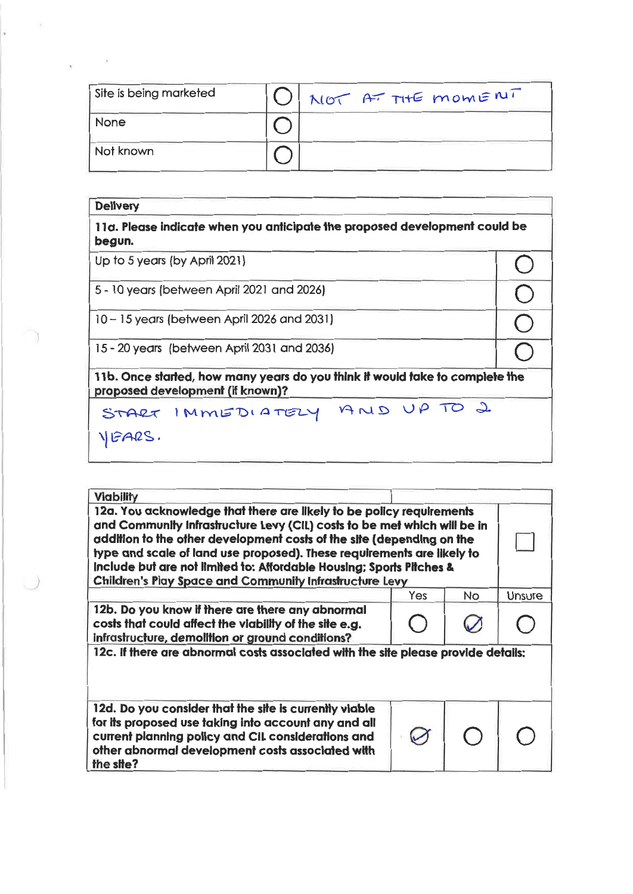| | | |
|---|---|---|
| Site is being marketed | ◯ | NOT AT THE MOMENT |
| None | ◯ | |
| Not known | ◯ | |

| Delivery | |
|---|---|
| **11a. Please indicate when you anticipate the proposed development could be begun.** | |
| Up to 5 years (by April 2021) | ◯ |
| 5 - 10 years (between April 2021 and 2026) | ◯ |
| 10 – 15 years (between April 2026 and 2031) | ◯ |
| 15 - 20 years (between April 2031 and 2036) | ◯ |
| **11b. Once started, how many years do you think it would take to complete the proposed development (if known)?** | |
| START IMMEDIATELY AND UP TO 2 YEARS. | |

| Viability | | | |
|---|---|---|---|
| **12a. You acknowledge that there are likely to be policy requirements and Community Infrastructure Levy (CIL) costs to be met which will be in addition to the other development costs of the site (depending on the type and scale of land use proposed). These requirements are likely to include but are not limited to: Affordable Housing; Sports Pitches & Children's Play Space and Community Infrastructure Levy** | ☐ | | |
| | Yes | No | Unsure |
| **12b. Do you know if there are there any abnormal costs that could affect the viability of the site e.g. infrastructure, demolition or ground conditions?** | ◯ | ✓ | ◯ |
| **12c. If there are abnormal costs associated with the site please provide details:** | | | |
| **12d. Do you consider that the site is currently viable for its proposed use taking into account any and all current planning policy and CIL considerations and other abnormal development costs associated with the site?** | ✓ | ◯ | ◯ |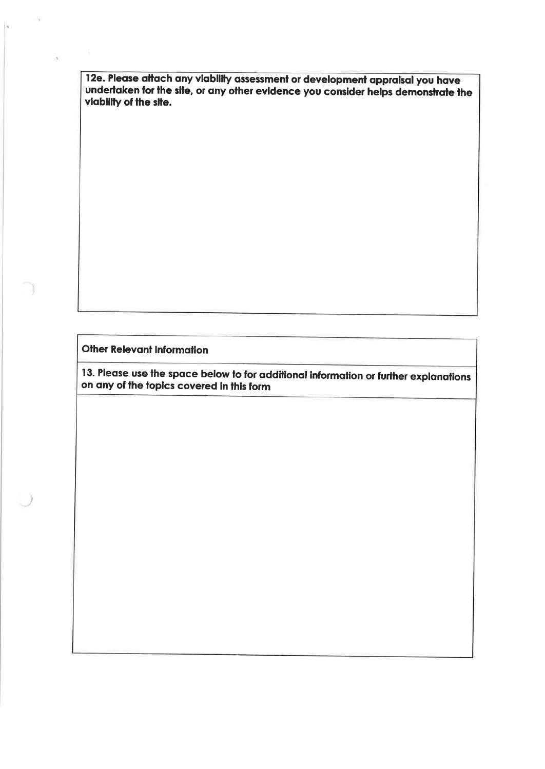**12e. Please attach any viability assessment or development appraisal you have undertaken for the site, or any other evidence you consider helps demonstrate the viability of the site.**

**Other Relevant Information**

**13. Please use the space below to for additional information or further explanations on any of the topics covered in this form**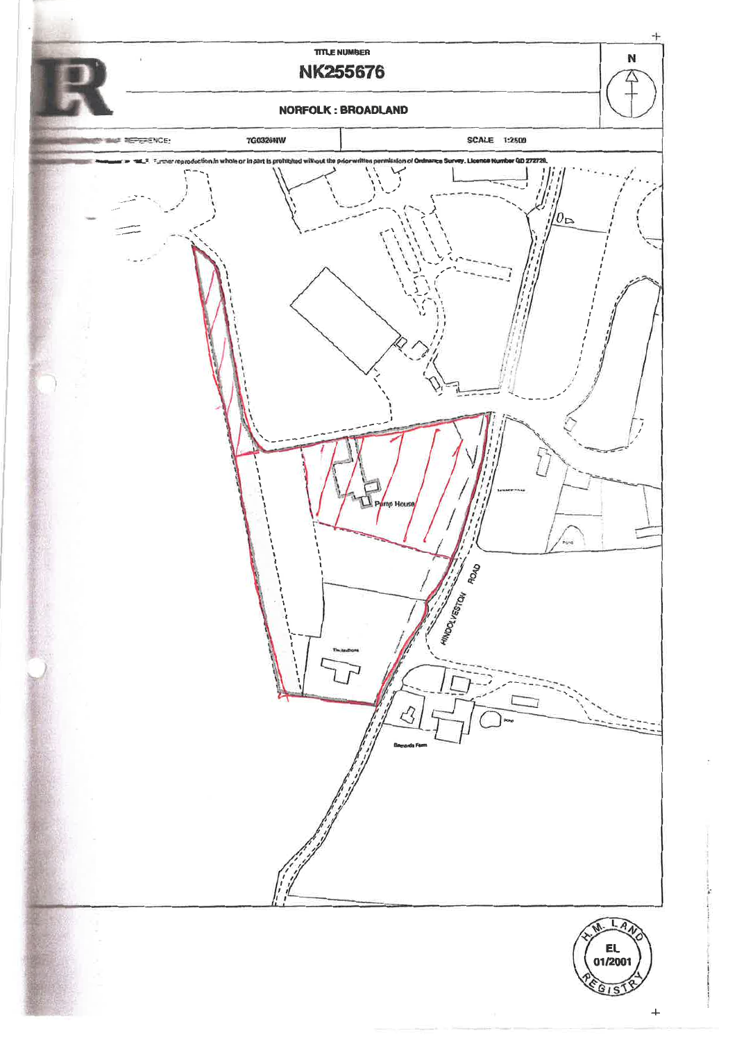TITLE NUMBER

# NK255676

NORFOLK : BROADLAND

N

ORDNANCE SURVEY MAP REFERENCE: 7G0326NW

SCALE 1:2500

Crown copyright. Further reproduction in whole or in part is prohibited without the prior written permission of Ordnance Survey. Licence Number GD 272728.

Pump House

HINDOLVESTON ROAD

The Hawthorns

Barnards Farm

Pond

H.M. LAND REGISTRY

EL

01/2001